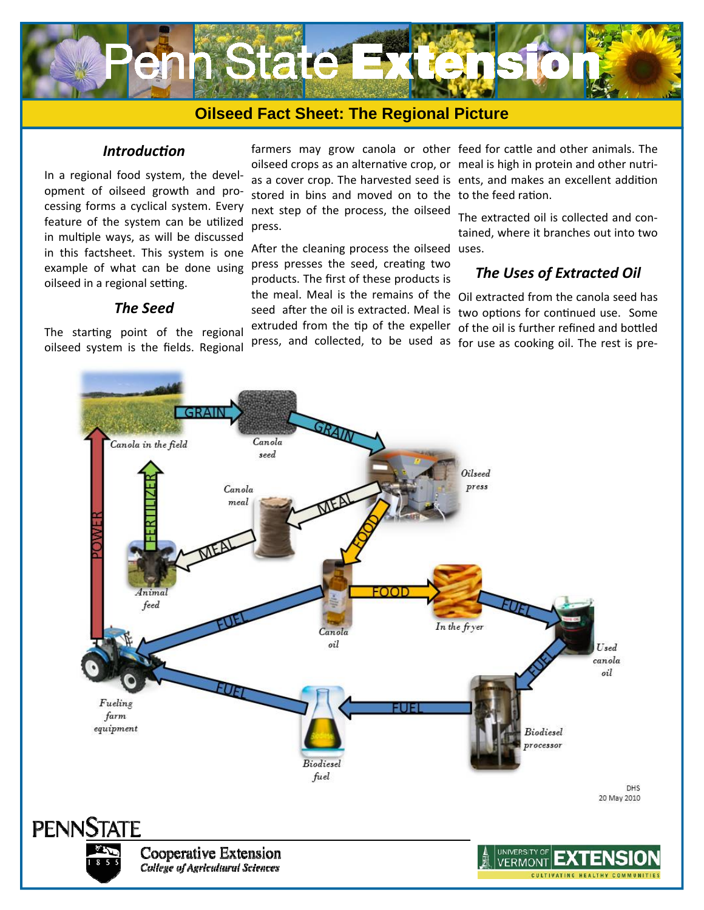# Penn State Extension

## Oilseed Fact Sheet: The Regional Picture

### *Introduction*

In a regional food system, the development of oilseed growth and processing forms a cyclical system. Every feature of the system can be utilized in multiple ways, as will be discussed in this factsheet. This system is one example of what can be done using oilseed in a regional setting.

### *The Seed*

The starting point of the regional oilseed system is the fields. Regional farmers may grow canola or other oilseed crops as an alternative crop, or as a cover crop. The harvested seed is stored in bins and moved on to the next step of the process, the oilseed press.

After the cleaning process the oilseed press presses the seed, creating two products. The first of these products is the meal. Meal is the remains of the seed after the oil is extracted. Meal is extruded from the tip of the expeller press, and collected, to be used as feed for cattle and other animals. The meal is high in protein and other nutrients, and makes an excellent addition to the feed ration.

The extracted oil is collected and contained, where it branches out into two uses.

### *The Uses of Extracted Oil*

Oil extracted from the canola seed has two options for continued use. Some of the oil is further refined and bottled for use as cooking oil. The rest is pre-

DHS
20 May 2010

PENNSTATE Cooperative Extension, College of Agricultural Sciences

UNIVERSITY OF VERMONT EXTENSION — CULTIVATING HEALTHY COMMUNITIES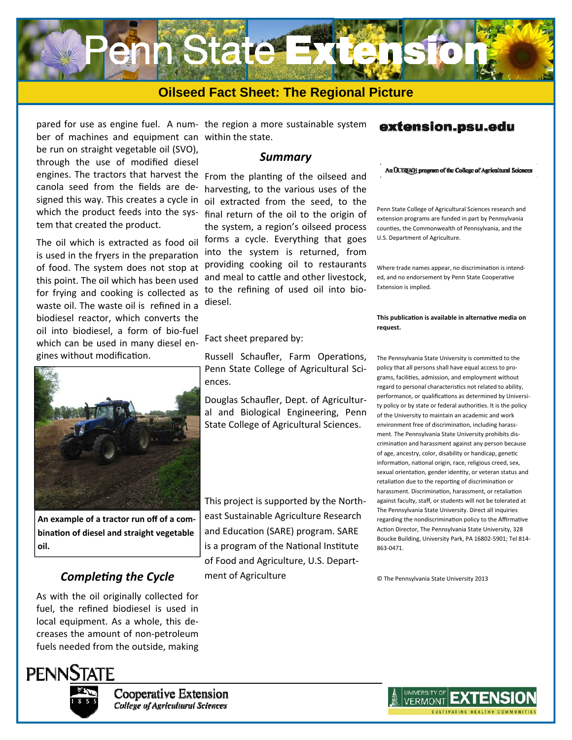# Oilseed Fact Sheet: The Regional Picture

pared for use as engine fuel. A number of machines and equipment can be run on straight vegetable oil (SVO), through the use of modified diesel engines. The tractors that harvest the canola seed from the fields are designed this way. This creates a cycle in which the product feeds into the system that created the product.

The oil which is extracted as food oil is used in the fryers in the preparation of food. The system does not stop at this point. The oil which has been used for frying and cooking is collected as waste oil. The waste oil is refined in a biodiesel reactor, which converts the oil into biodiesel, a form of bio-fuel which can be used in many diesel engines without modification.

**An example of a tractor run off of a combination of diesel and straight vegetable oil.**

## *Completing the Cycle*

As with the oil originally collected for fuel, the refined biodiesel is used in local equipment. As a whole, this decreases the amount of non-petroleum fuels needed from the outside, making the region a more sustainable system within the state.

## *Summary*

From the planting of the oilseed and harvesting, to the various uses of the oil extracted from the seed, to the final return of the oil to the origin of the system, a region's oilseed process forms a cycle. Everything that goes into the system is returned, from providing cooking oil to restaurants and meal to cattle and other livestock, to the refining of used oil into biodiesel.

Fact sheet prepared by:

Russell Schaufler, Farm Operations, Penn State College of Agricultural Sciences.

Douglas Schaufler, Dept. of Agricultural and Biological Engineering, Penn State College of Agricultural Sciences.

This project is supported by the Northeast Sustainable Agriculture Research and Education (SARE) program. SARE is a program of the National Institute of Food and Agriculture, U.S. Department of Agriculture

**extension.psu.edu**

An OUTREACH program of the College of Agricultural Sciences

Penn State College of Agricultural Sciences research and extension programs are funded in part by Pennsylvania counties, the Commonwealth of Pennsylvania, and the U.S. Department of Agriculture.

Where trade names appear, no discrimination is intended, and no endorsement by Penn State Cooperative Extension is implied.

**This publication is available in alternative media on request.**

The Pennsylvania State University is committed to the policy that all persons shall have equal access to programs, facilities, admission, and employment without regard to personal characteristics not related to ability, performance, or qualifications as determined by University policy or by state or federal authorities. It is the policy of the University to maintain an academic and work environment free of discrimination, including harassment. The Pennsylvania State University prohibits discrimination and harassment against any person because of age, ancestry, color, disability or handicap, genetic information, national origin, race, religious creed, sex, sexual orientation, gender identity, or veteran status and retaliation due to the reporting of discrimination or harassment. Discrimination, harassment, or retaliation against faculty, staff, or students will not be tolerated at The Pennsylvania State University. Direct all inquiries regarding the nondiscrimination policy to the Affirmative Action Director, The Pennsylvania State University, 328 Boucke Building, University Park, PA 16802-5901; Tel 814-863-0471.

© The Pennsylvania State University 2013

PENNSTATE Cooperative Extension College of Agricultural Sciences

University of Vermont Extension — Cultivating Healthy Communities